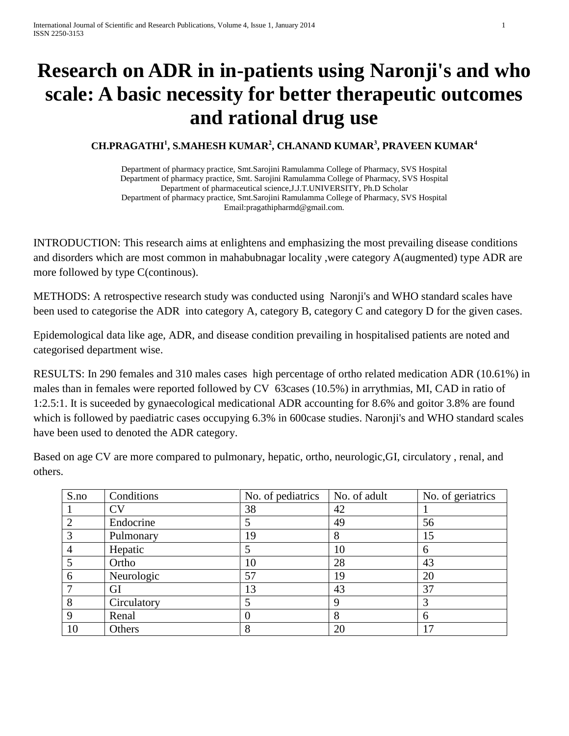# Research on ADR in in-patients using Naronji's and who scale: A basic necessity for better therapeutic outcomes and rational drug use

**CH.PRAGATHI[1], S.MAHESH KUMAR[2], CH.ANAND KUMAR[3], PRAVEEN KUMAR[4]**

Department of pharmacy practice, Smt.Sarojini Ramulamma College of Pharmacy, SVS Hospital
Department of pharmacy practice, Smt. Sarojini Ramulamma College of Pharmacy, SVS Hospital
Department of pharmaceutical science,J.J.T.UNIVERSITY, Ph.D Scholar
Department of pharmacy practice, Smt.Sarojini Ramulamma College of Pharmacy, SVS Hospital
Email:pragathipharmd@gmail.com.

INTRODUCTION: This research aims at enlightens and emphasizing the most prevailing disease conditions and disorders which are most common in mahabubnagar locality ,were category A(augmented) type ADR are more followed by type C(continous).

METHODS: A retrospective research study was conducted using Naronji's and WHO standard scales have been used to categorise the ADR into category A, category B, category C and category D for the given cases.

Epidemological data like age, ADR, and disease condition prevailing in hospitalised patients are noted and categorised department wise.

RESULTS: In 290 females and 310 males cases high percentage of ortho related medication ADR (10.61%) in males than in females were reported followed by CV 63cases (10.5%) in arrythmias, MI, CAD in ratio of 1:2.5:1. It is suceeded by gynaecological medicational ADR accounting for 8.6% and goitor 3.8% are found which is followed by paediatric cases occupying 6.3% in 600case studies. Naronji's and WHO standard scales have been used to denoted the ADR category.

Based on age CV are more compared to pulmonary, hepatic, ortho, neurologic,GI, circulatory , renal, and others.

| S.no | Conditions | No. of pediatrics | No. of adult | No. of geriatrics |
|---|---|---|---|---|
| 1 | CV | 38 | 42 | 1 |
| 2 | Endocrine | 5 | 49 | 56 |
| 3 | Pulmonary | 19 | 8 | 15 |
| 4 | Hepatic | 5 | 10 | 6 |
| 5 | Ortho | 10 | 28 | 43 |
| 6 | Neurologic | 57 | 19 | 20 |
| 7 | GI | 13 | 43 | 37 |
| 8 | Circulatory | 5 | 9 | 3 |
| 9 | Renal | 0 | 8 | 6 |
| 10 | Others | 8 | 20 | 17 |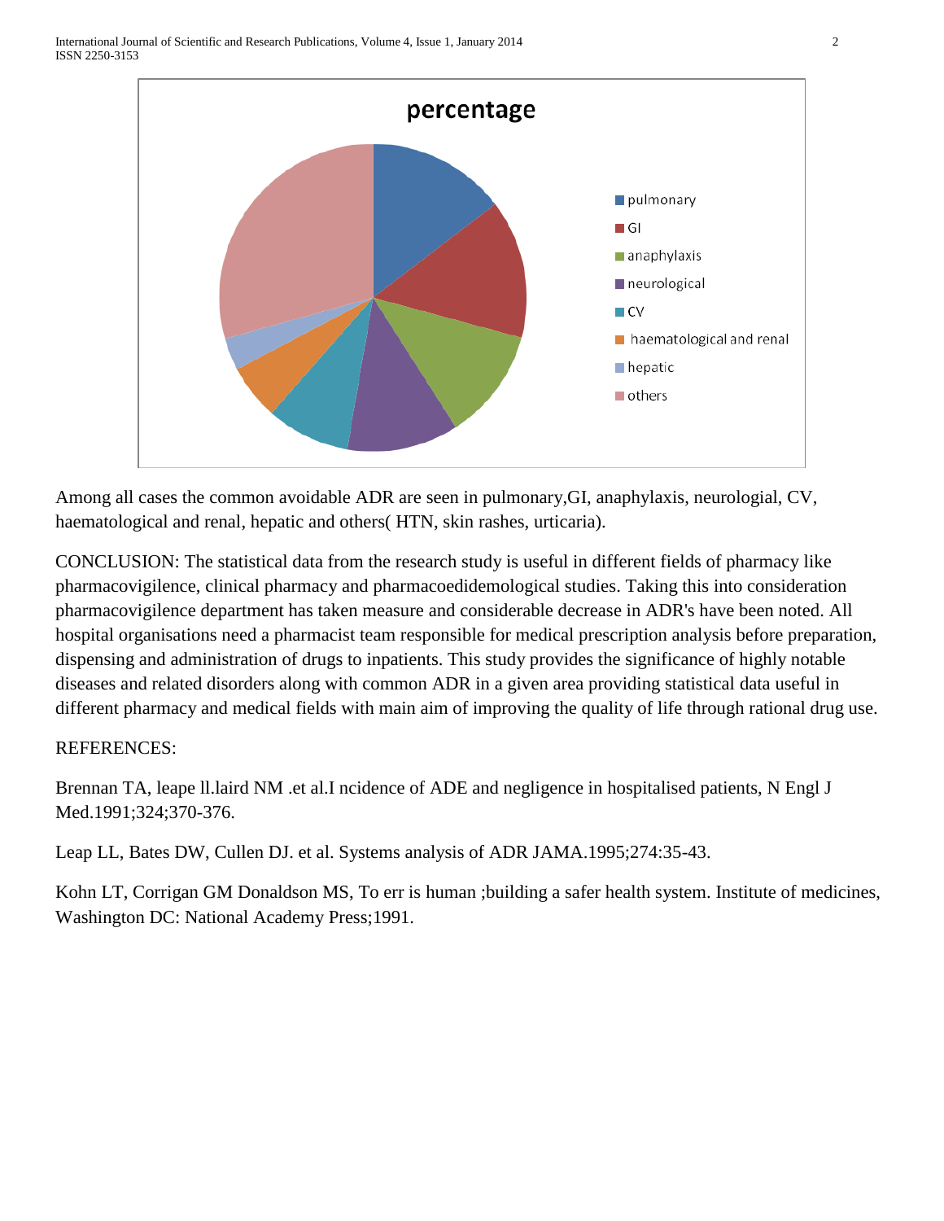percentage

pulmonary

GI

anaphylaxis

neurological

CV

haematological and renal

hepatic

others

Among all cases the common avoidable ADR are seen in pulmonary,GI, anaphylaxis, neurologial, CV, haematological and renal, hepatic and others( HTN, skin rashes, urticaria).

CONCLUSION: The statistical data from the research study is useful in different fields of pharmacy like pharmacovigilence, clinical pharmacy and pharmacoedidemological studies. Taking this into consideration pharmacovigilence department has taken measure and considerable decrease in ADR's have been noted. All hospital organisations need a pharmacist team responsible for medical prescription analysis before preparation, dispensing and administration of drugs to inpatients. This study provides the significance of highly notable diseases and related disorders along with common ADR in a given area providing statistical data useful in different pharmacy and medical fields with main aim of improving the quality of life through rational drug use.

REFERENCES:

Brennan TA, leape ll.laird NM .et al.I ncidence of ADE and negligence in hospitalised patients, N Engl J Med.1991;324;370-376.

Leap LL, Bates DW, Cullen DJ. et al. Systems analysis of ADR JAMA.1995;274:35-43.

Kohn LT, Corrigan GM Donaldson MS, To err is human ;building a safer health system. Institute of medicines, Washington DC: National Academy Press;1991.